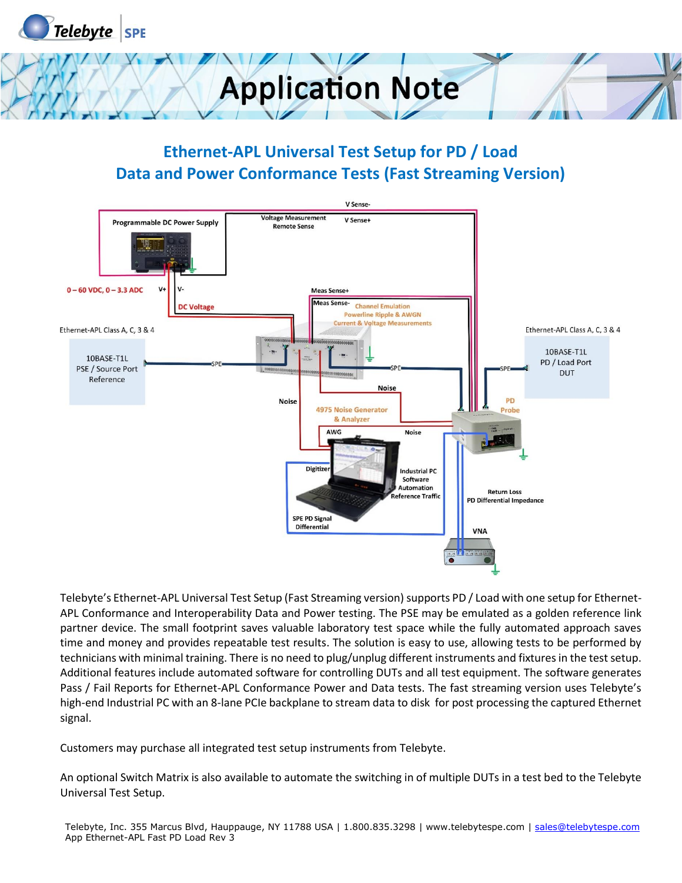# Application Note

## Ethernet-APL Universal Test Setup for PD / Load Data and Power Conformance Tests (Fast Streaming Version)

Telebyte's Ethernet-APL Universal Test Setup (Fast Streaming version) supports PD / Load with one setup for Ethernet-APL Conformance and Interoperability Data and Power testing. The PSE may be emulated as a golden reference link partner device. The small footprint saves valuable laboratory test space while the fully automated approach saves time and money and provides repeatable test results. The solution is easy to use, allowing tests to be performed by technicians with minimal training. There is no need to plug/unplug different instruments and fixtures in the test setup. Additional features include automated software for controlling DUTs and all test equipment. The software generates Pass / Fail Reports for Ethernet-APL Conformance Power and Data tests. The fast streaming version uses Telebyte's high-end Industrial PC with an 8-lane PCIe backplane to stream data to disk for post processing the captured Ethernet signal.

Customers may purchase all integrated test setup instruments from Telebyte.

An optional Switch Matrix is also available to automate the switching in of multiple DUTs in a test bed to the Telebyte Universal Test Setup.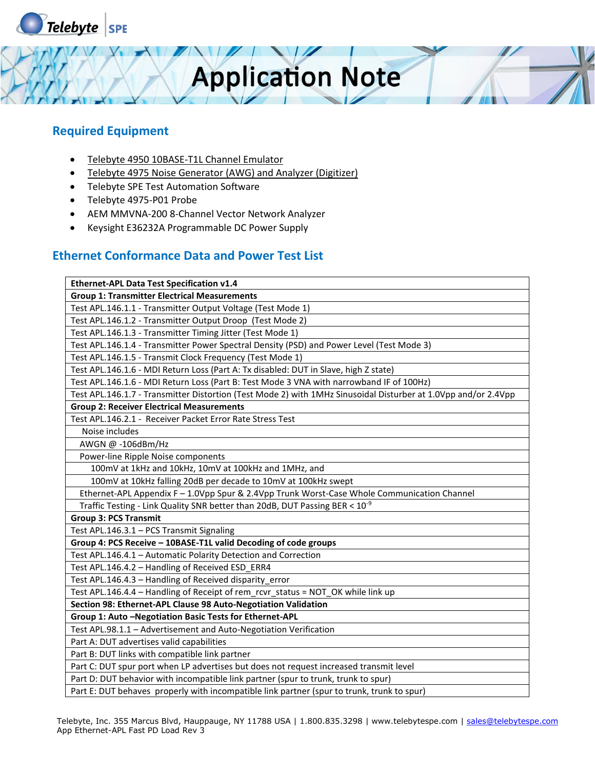## Required Equipment

- Telebyte 4950 10BASE-T1L Channel Emulator
- Telebyte 4975 Noise Generator (AWG) and Analyzer (Digitizer)
- Telebyte SPE Test Automation Software
- Telebyte 4975-P01 Probe
- AEM MMVNA-200 8-Channel Vector Network Analyzer
- Keysight E36232A Programmable DC Power Supply

## Ethernet Conformance Data and Power Test List

| **Ethernet-APL Data Test Specification v1.4** |
|---|
| **Group 1: Transmitter Electrical Measurements** |
| Test APL.146.1.1 - Transmitter Output Voltage (Test Mode 1) |
| Test APL.146.1.2 - Transmitter Output Droop (Test Mode 2) |
| Test APL.146.1.3 - Transmitter Timing Jitter (Test Mode 1) |
| Test APL.146.1.4 - Transmitter Power Spectral Density (PSD) and Power Level (Test Mode 3) |
| Test APL.146.1.5 - Transmit Clock Frequency (Test Mode 1) |
| Test APL.146.1.6 - MDI Return Loss (Part A: Tx disabled: DUT in Slave, high Z state) |
| Test APL.146.1.6 - MDI Return Loss (Part B: Test Mode 3 VNA with narrowband IF of 100Hz) |
| Test APL.146.1.7 - Transmitter Distortion (Test Mode 2) with 1MHz Sinusoidal Disturber at 1.0Vpp and/or 2.4Vpp |
| **Group 2: Receiver Electrical Measurements** |
| Test APL.146.2.1 - Receiver Packet Error Rate Stress Test |
| Noise includes |
| AWGN @ -106dBm/Hz |
| Power-line Ripple Noise components |
| 100mV at 1kHz and 10kHz, 10mV at 100kHz and 1MHz, and |
| 100mV at 10kHz falling 20dB per decade to 10mV at 100kHz swept |
| Ethernet-APL Appendix F – 1.0Vpp Spur & 2.4Vpp Trunk Worst-Case Whole Communication Channel |
| Traffic Testing - Link Quality SNR better than 20dB, DUT Passing BER < $10^{-9}$ |
| **Group 3: PCS Transmit** |
| Test APL.146.3.1 – PCS Transmit Signaling |
| **Group 4: PCS Receive – 10BASE-T1L valid Decoding of code groups** |
| Test APL.146.4.1 – Automatic Polarity Detection and Correction |
| Test APL.146.4.2 – Handling of Received ESD_ERR4 |
| Test APL.146.4.3 – Handling of Received disparity_error |
| Test APL.146.4.4 – Handling of Receipt of rem_rcvr_status = NOT_OK while link up |
| **Section 98: Ethernet-APL Clause 98 Auto-Negotiation Validation** |
| **Group 1: Auto –Negotiation Basic Tests for Ethernet-APL** |
| Test APL.98.1.1 – Advertisement and Auto-Negotiation Verification |
| Part A: DUT advertises valid capabilities |
| Part B: DUT links with compatible link partner |
| Part C: DUT spur port when LP advertises but does not request increased transmit level |
| Part D: DUT behavior with incompatible link partner (spur to trunk, trunk to spur) |
| Part E: DUT behaves properly with incompatible link partner (spur to trunk, trunk to spur) |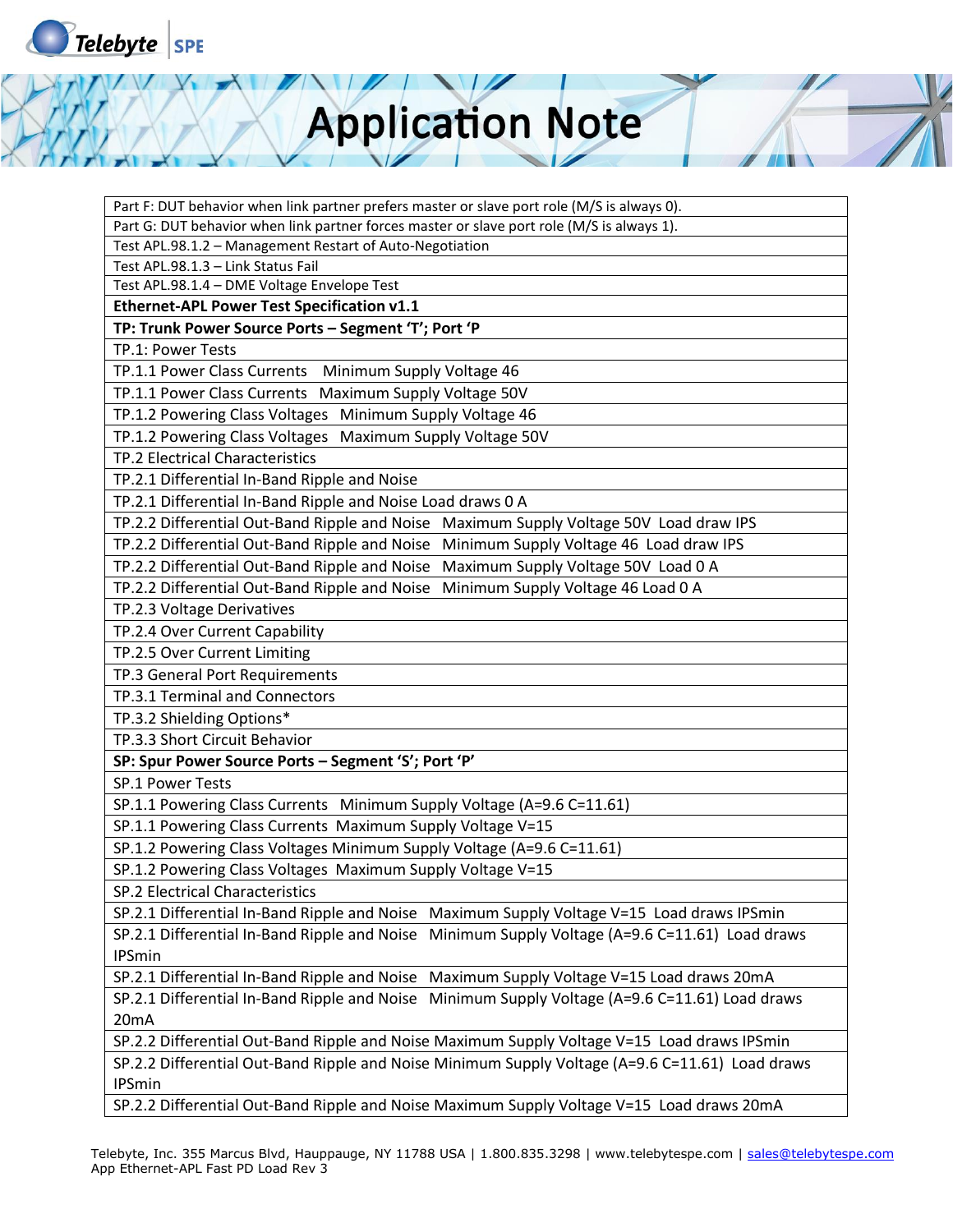| Part F: DUT behavior when link partner prefers master or slave port role (M/S is always 0). |
|---|
| Part G: DUT behavior when link partner forces master or slave port role (M/S is always 1). |
| Test APL.98.1.2 – Management Restart of Auto-Negotiation |
| Test APL.98.1.3 – Link Status Fail |
| Test APL.98.1.4 – DME Voltage Envelope Test |
| **Ethernet-APL Power Test Specification v1.1** |
| **TP: Trunk Power Source Ports – Segment 'T'; Port 'P** |
| TP.1: Power Tests |
| TP.1.1 Power Class Currents   Minimum Supply Voltage 46 |
| TP.1.1 Power Class Currents   Maximum Supply Voltage 50V |
| TP.1.2 Powering Class Voltages   Minimum Supply Voltage 46 |
| TP.1.2 Powering Class Voltages   Maximum Supply Voltage 50V |
| TP.2 Electrical Characteristics |
| TP.2.1 Differential In-Band Ripple and Noise |
| TP.2.1 Differential In-Band Ripple and Noise Load draws 0 A |
| TP.2.2 Differential Out-Band Ripple and Noise   Maximum Supply Voltage 50V  Load draw IPS |
| TP.2.2 Differential Out-Band Ripple and Noise   Minimum Supply Voltage 46  Load draw IPS |
| TP.2.2 Differential Out-Band Ripple and Noise   Maximum Supply Voltage 50V  Load 0 A |
| TP.2.2 Differential Out-Band Ripple and Noise   Minimum Supply Voltage 46 Load 0 A |
| TP.2.3 Voltage Derivatives |
| TP.2.4 Over Current Capability |
| TP.2.5 Over Current Limiting |
| TP.3 General Port Requirements |
| TP.3.1 Terminal and Connectors |
| TP.3.2 Shielding Options* |
| TP.3.3 Short Circuit Behavior |
| **SP: Spur Power Source Ports – Segment 'S'; Port 'P'** |
| SP.1 Power Tests |
| SP.1.1 Powering Class Currents   Minimum Supply Voltage (A=9.6 C=11.61) |
| SP.1.1 Powering Class Currents  Maximum Supply Voltage V=15 |
| SP.1.2 Powering Class Voltages Minimum Supply Voltage (A=9.6 C=11.61) |
| SP.1.2 Powering Class Voltages  Maximum Supply Voltage V=15 |
| SP.2 Electrical Characteristics |
| SP.2.1 Differential In-Band Ripple and Noise   Maximum Supply Voltage V=15  Load draws IPSmin |
| SP.2.1 Differential In-Band Ripple and Noise   Minimum Supply Voltage (A=9.6 C=11.61)  Load draws IPSmin |
| SP.2.1 Differential In-Band Ripple and Noise   Maximum Supply Voltage V=15 Load draws 20mA |
| SP.2.1 Differential In-Band Ripple and Noise   Minimum Supply Voltage (A=9.6 C=11.61) Load draws 20mA |
| SP.2.2 Differential Out-Band Ripple and Noise Maximum Supply Voltage V=15  Load draws IPSmin |
| SP.2.2 Differential Out-Band Ripple and Noise Minimum Supply Voltage (A=9.6 C=11.61)  Load draws IPSmin |
| SP.2.2 Differential Out-Band Ripple and Noise Maximum Supply Voltage V=15  Load draws 20mA |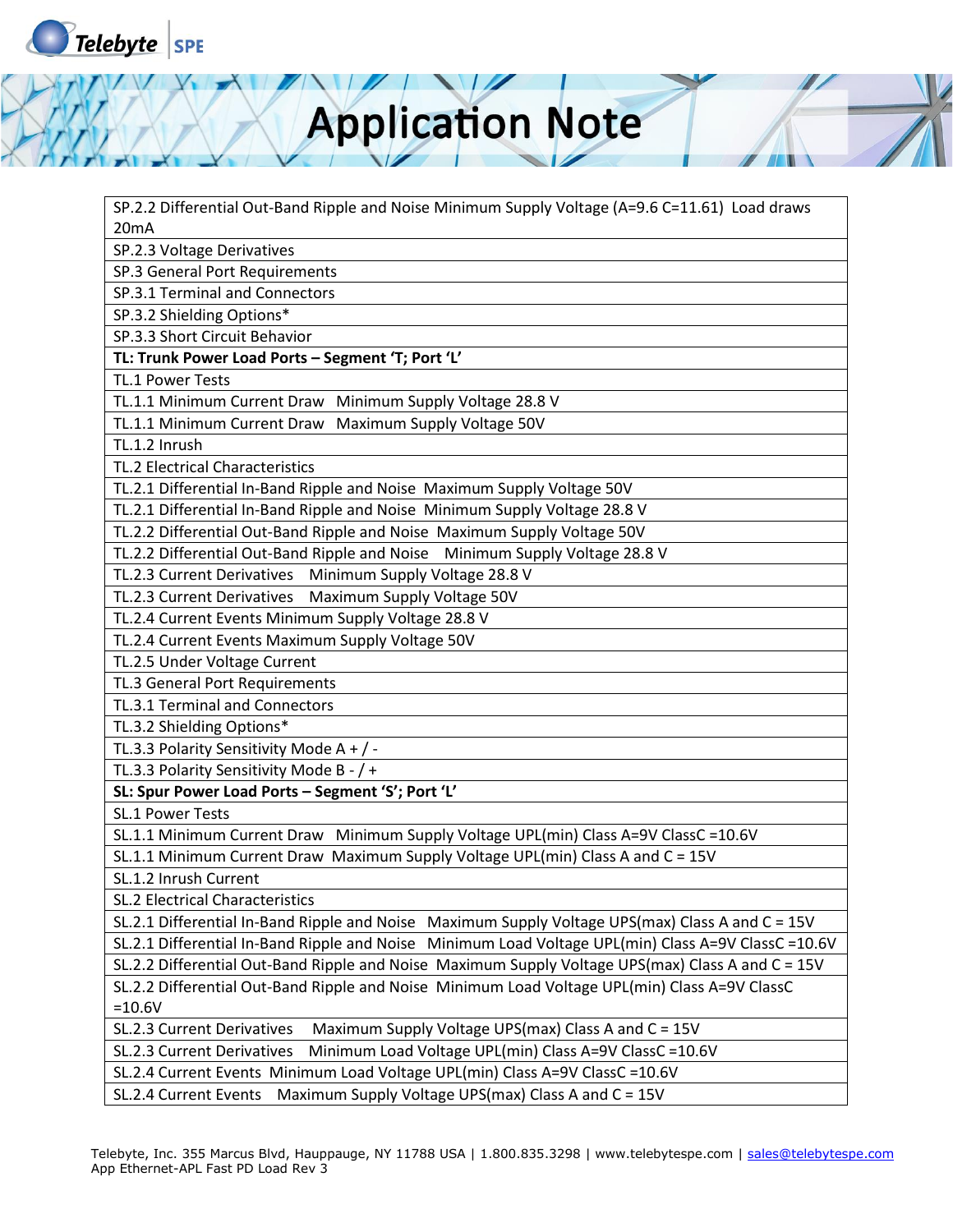| SP.2.2 Differential Out-Band Ripple and Noise Minimum Supply Voltage (A=9.6 C=11.61) Load draws 20mA |
|---|
| SP.2.3 Voltage Derivatives |
| SP.3 General Port Requirements |
| SP.3.1 Terminal and Connectors |
| SP.3.2 Shielding Options* |
| SP.3.3 Short Circuit Behavior |
| **TL: Trunk Power Load Ports – Segment 'T'; Port 'L'** |
| TL.1 Power Tests |
| TL.1.1 Minimum Current Draw Minimum Supply Voltage 28.8 V |
| TL.1.1 Minimum Current Draw Maximum Supply Voltage 50V |
| TL.1.2 Inrush |
| TL.2 Electrical Characteristics |
| TL.2.1 Differential In-Band Ripple and Noise Maximum Supply Voltage 50V |
| TL.2.1 Differential In-Band Ripple and Noise Minimum Supply Voltage 28.8 V |
| TL.2.2 Differential Out-Band Ripple and Noise Maximum Supply Voltage 50V |
| TL.2.2 Differential Out-Band Ripple and Noise Minimum Supply Voltage 28.8 V |
| TL.2.3 Current Derivatives Minimum Supply Voltage 28.8 V |
| TL.2.3 Current Derivatives Maximum Supply Voltage 50V |
| TL.2.4 Current Events Minimum Supply Voltage 28.8 V |
| TL.2.4 Current Events Maximum Supply Voltage 50V |
| TL.2.5 Under Voltage Current |
| TL.3 General Port Requirements |
| TL.3.1 Terminal and Connectors |
| TL.3.2 Shielding Options* |
| TL.3.3 Polarity Sensitivity Mode A + / - |
| TL.3.3 Polarity Sensitivity Mode B - / + |
| **SL: Spur Power Load Ports – Segment 'S'; Port 'L'** |
| SL.1 Power Tests |
| SL.1.1 Minimum Current Draw Minimum Supply Voltage UPL(min) Class A=9V ClassC =10.6V |
| SL.1.1 Minimum Current Draw Maximum Supply Voltage UPL(min) Class A and C = 15V |
| SL.1.2 Inrush Current |
| SL.2 Electrical Characteristics |
| SL.2.1 Differential In-Band Ripple and Noise Maximum Supply Voltage UPS(max) Class A and C = 15V |
| SL.2.1 Differential In-Band Ripple and Noise Minimum Load Voltage UPL(min) Class A=9V ClassC =10.6V |
| SL.2.2 Differential Out-Band Ripple and Noise Maximum Supply Voltage UPS(max) Class A and C = 15V |
| SL.2.2 Differential Out-Band Ripple and Noise Minimum Load Voltage UPL(min) Class A=9V ClassC =10.6V |
| SL.2.3 Current Derivatives Maximum Supply Voltage UPS(max) Class A and C = 15V |
| SL.2.3 Current Derivatives Minimum Load Voltage UPL(min) Class A=9V ClassC =10.6V |
| SL.2.4 Current Events Minimum Load Voltage UPL(min) Class A=9V ClassC =10.6V |
| SL.2.4 Current Events Maximum Supply Voltage UPS(max) Class A and C = 15V |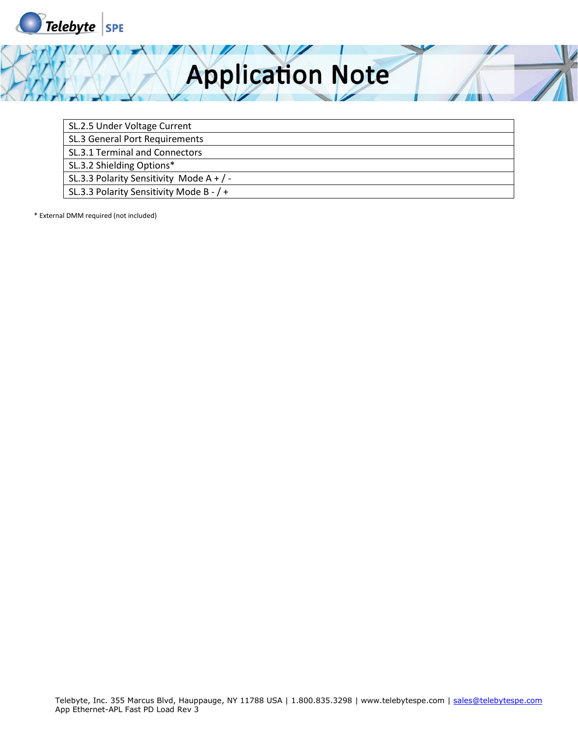| |
|---|
| SL.2.5 Under Voltage Current |
| SL.3 General Port Requirements |
| SL.3.1 Terminal and Connectors |
| SL.3.2 Shielding Options* |
| SL.3.3 Polarity Sensitivity Mode A + / - |
| SL.3.3 Polarity Sensitivity Mode B - / + |

* External DMM required (not included)